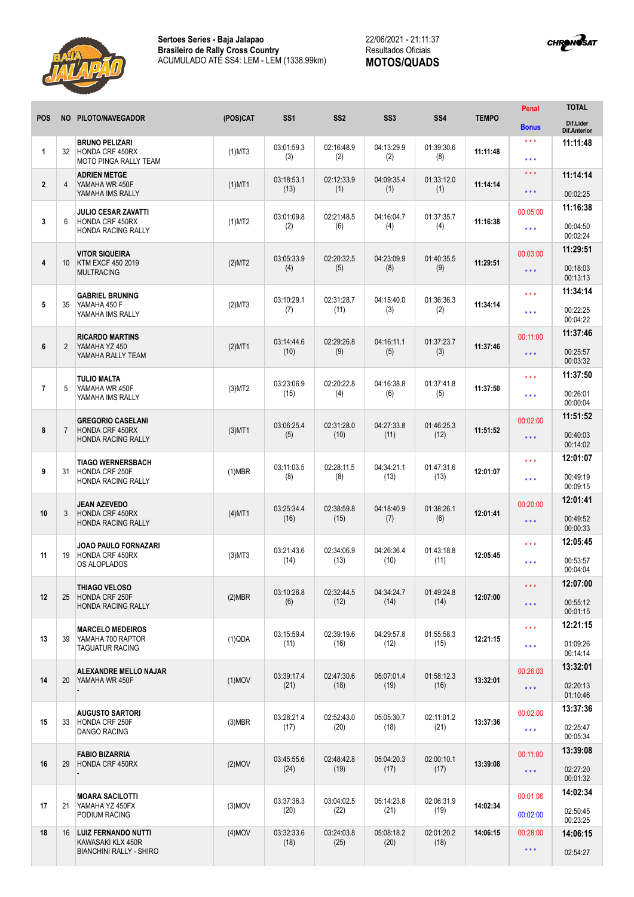**Sertoes Series - Baja Jalapao**
**Brasileiro de Rally Cross Country**
ACUMULADO ATÉ SS4: LEM - LEM (1338.99km)

22/06/2021 - 21:11:37
Resultados Oficiais
**MOTOS/QUADS**

| POS | NO | PILOTO/NAVEGADOR | (POS)CAT | SS1 | SS2 | SS3 | SS4 | TEMPO | Penal / Bonus | TOTAL / Dif.Lider / Dif.Anterior |
|---|---|---|---|---|---|---|---|---|---|---|
| 1 | 32 | **BRUNO PELIZARI** HONDA CRF 450RX MOTO PINGA RALLY TEAM | (1)MT3 | 03:01:59.3 (3) | 02:16:48.9 (2) | 04:13:29.9 (2) | 01:39:30.6 (8) | 11:11:48 | \*\*\* / \*\*\* | **11:11:48** |
| 2 | 4 | **ADRIEN METGE** YAMAHA WR 450F YAMAHA IMS RALLY | (1)MT1 | 03:18:53.1 (13) | 02:12:33.9 (1) | 04:09:35.4 (1) | 01:33:12.0 (1) | 11:14:14 | \*\*\* / \*\*\* | **11:14:14** 00:02:25 |
| 3 | 6 | **JULIO CESAR ZAVATTI** HONDA CRF 450RX HONDA RACING RALLY | (1)MT2 | 03:01:09.8 (2) | 02:21:48.5 (6) | 04:16:04.7 (4) | 01:37:35.7 (4) | 11:16:38 | 00:05:00 / \*\*\* | **11:16:38** 00:04:50 00:02:24 |
| 4 | 10 | **VITOR SIQUEIRA** KTM EXCF 450 2019 MULTRACING | (2)MT2 | 03:05:33.9 (4) | 02:20:32.5 (5) | 04:23:09.9 (8) | 01:40:35.5 (9) | 11:29:51 | 00:03:00 / \*\*\* | **11:29:51** 00:18:03 00:13:13 |
| 5 | 35 | **GABRIEL BRUNING** YAMAHA 450 F YAMAHA IMS RALLY | (2)MT3 | 03:10:29.1 (7) | 02:31:28.7 (11) | 04:15:40.0 (3) | 01:36:36.3 (2) | 11:34:14 | \*\*\* / \*\*\* | **11:34:14** 00:22:25 00:04:22 |
| 6 | 2 | **RICARDO MARTINS** YAMAHA YZ 450 YAMAHA RALLY TEAM | (2)MT1 | 03:14:44.6 (10) | 02:29:26.8 (9) | 04:16:11.1 (5) | 01:37:23.7 (3) | 11:37:46 | 00:11:00 / \*\*\* | **11:37:46** 00:25:57 00:03:32 |
| 7 | 5 | **TULIO MALTA** YAMAHA WR 450F YAMAHA IMS RALLY | (3)MT2 | 03:23:06.9 (15) | 02:20:22.8 (4) | 04:16:38.8 (6) | 01:37:41.8 (5) | 11:37:50 | \*\*\* / \*\*\* | **11:37:50** 00:26:01 00:00:04 |
| 8 | 7 | **GREGORIO CASELANI** HONDA CRF 450RX HONDA RACING RALLY | (3)MT1 | 03:06:25.4 (5) | 02:31:28.0 (10) | 04:27:33.8 (11) | 01:46:25.3 (12) | 11:51:52 | 00:02:00 / \*\*\* | **11:51:52** 00:40:03 00:14:02 |
| 9 | 31 | **TIAGO WERNERSBACH** HONDA CRF 250F HONDA RACING RALLY | (1)MBR | 03:11:03.5 (8) | 02:28:11.5 (8) | 04:34:21.1 (13) | 01:47:31.6 (13) | 12:01:07 | \*\*\* / \*\*\* | **12:01:07** 00:49:19 00:09:15 |
| 10 | 3 | **JEAN AZEVEDO** HONDA CRF 450RX HONDA RACING RALLY | (4)MT1 | 03:25:34.4 (16) | 02:38:59.8 (15) | 04:18:40.9 (7) | 01:38:26.1 (6) | 12:01:41 | 00:20:00 / \*\*\* | **12:01:41** 00:49:52 00:00:33 |
| 11 | 19 | **JOAO PAULO FORNAZARI** HONDA CRF 450RX OS ALOPLADOS | (3)MT3 | 03:21:43.6 (14) | 02:34:06.9 (13) | 04:26:36.4 (10) | 01:43:18.8 (11) | 12:05:45 | \*\*\* / \*\*\* | **12:05:45** 00:53:57 00:04:04 |
| 12 | 25 | **THIAGO VELOSO** HONDA CRF 250F HONDA RACING RALLY | (2)MBR | 03:10:26.8 (6) | 02:32:44.5 (12) | 04:34:24.7 (14) | 01:49:24.8 (14) | 12:07:00 | \*\*\* / \*\*\* | **12:07:00** 00:55:12 00:01:15 |
| 13 | 39 | **MARCELO MEDEIROS** YAMAHA 700 RAPTOR TAGUATUR RACING | (1)QDA | 03:15:59.4 (11) | 02:39:19.6 (16) | 04:29:57.8 (12) | 01:55:58.3 (15) | 12:21:15 | \*\*\* / \*\*\* | **12:21:15** 01:09:26 00:14:14 |
| 14 | 20 | **ALEXANDRE MELLO NAJAR** YAMAHA WR 450F - | (1)MOV | 03:39:17.4 (21) | 02:47:30.6 (18) | 05:07:01.4 (19) | 01:58:12.3 (16) | 13:32:01 | 00:26:03 / \*\*\* | **13:32:01** 02:20:13 01:10:46 |
| 15 | 33 | **AUGUSTO SARTORI** HONDA CRF 250F DANGO RACING | (3)MBR | 03:28:21.4 (17) | 02:52:43.0 (20) | 05:05:30.7 (18) | 02:11:01.2 (21) | 13:37:36 | 00:02:00 / \*\*\* | **13:37:36** 02:25:47 00:05:34 |
| 16 | 29 | **FABIO BIZARRIA** HONDA CRF 450RX - | (2)MOV | 03:45:55.6 (24) | 02:48:42.8 (19) | 05:04:20.3 (17) | 02:00:10.1 (17) | 13:39:08 | 00:11:00 / \*\*\* | **13:39:08** 02:27:20 00:01:32 |
| 17 | 21 | **MOARA SACILOTTI** YAMAHA YZ 450FX PODIUM RACING | (3)MOV | 03:37:36.3 (20) | 03:04:02.5 (22) | 05:14:23.8 (21) | 02:06:31.9 (19) | 14:02:34 | 00:01:06 / 00:02:00 | **14:02:34** 02:50:45 00:23:25 |
| 18 | 16 | **LUIZ FERNANDO NUTTI** KAWASAKI KLX 450R BIANCHINI RALLY - SHIRO | (4)MOV | 03:32:33.6 (18) | 03:24:03.8 (25) | 05:08:18.2 (20) | 02:01:20.2 (18) | 14:06:15 | 00:28:00 / \*\*\* | **14:06:15** 02:54:27 |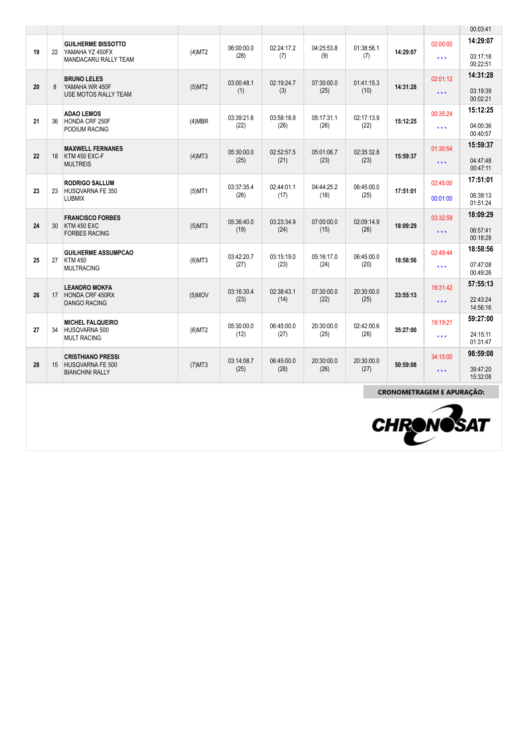| | | | | | | | | | | |
|---|---|---|---|---|---|---|---|---|---|---|
| | | | | | | | | | | 00:03:41 |
| 19 | 22 | **GUILHERME BISSOTTO**<br>YAMAHA YZ 450FX<br>MANDACARU RALLY TEAM | (4)MT2 | 06:00:00.0<br>(28) | 02:24:17.2<br>(7) | 04:25:53.8<br>(9) | 01:38:56.1<br>(7) | **14:29:07** | 02:00:00<br>* * * | **14:29:07**<br>03:17:18<br>00:22:51 |
| 20 | 8 | **BRUNO LELES**<br>YAMAHA WR 450F<br>USE MOTOS RALLY TEAM | (5)MT2 | 03:00:48.1<br>(1) | 02:19:24.7<br>(3) | 07:30:00.0<br>(25) | 01:41:15.3<br>(10) | **14:31:28** | 02:01:12<br>* * * | **14:31:28**<br>03:19:39<br>00:02:21 |
| 21 | 36 | **ADAO LEMOS**<br>HONDA CRF 250F<br>PODIUM RACING | (4)MBR | 03:39:21.6<br>(22) | 03:58:18.9<br>(26) | 05:17:31.1<br>(26) | 02:17:13.9<br>(22) | **15:12:25** | 00:35:24<br>* * * | **15:12:25**<br>04:00:36<br>00:40:57 |
| 22 | 18 | **MAXWELL FERNANES**<br>KTM 450 EXC-F<br>MULTREIS | (4)MT3 | 05:30:00.0<br>(25) | 02:52:57.5<br>(21) | 05:01:06.7<br>(23) | 02:35:32.8<br>(23) | **15:59:37** | 01:30:54<br>* * * | **15:59:37**<br>04:47:48<br>00:47:11 |
| 23 | 23 | **RODRIGO SALLUM**<br>HUSQVARNA FE 350<br>LUBMIX | (5)MT1 | 03:37:35.4<br>(26) | 02:44:01.1<br>(17) | 04:44:25.2<br>(16) | 06:45:00.0<br>(25) | **17:51:01** | 02:45:00<br>00:01:00 | **17:51:01**<br>06:39:13<br>01:51:24 |
| 24 | 30 | **FRANCISCO FORBES**<br>KTM 450 EXC<br>FORBES RACING | (5)MT3 | 05:36:40.0<br>(19) | 03:23:34.9<br>(24) | 07:00:00.0<br>(15) | 02:09:14.9<br>(26) | **18:09:29** | 03:32:59<br>* * * | **18:09:29**<br>06:57:41<br>00:18:28 |
| 25 | 27 | **GUILHERME ASSUMPCAO**<br>KTM 450<br>MULTRACING | (6)MT3 | 03:42:20.7<br>(27) | 03:15:19.0<br>(23) | 05:16:17.0<br>(24) | 06:45:00.0<br>(20) | **18:58:56** | 02:49:44<br>* * * | **18:58:56**<br>07:47:08<br>00:49:26 |
| 26 | 17 | **LEANDRO MOKFA**<br>HONDA CRF 450RX<br>DANGO RACING | (5)MOV | 03:16:30.4<br>(23) | 02:38:43.1<br>(14) | 07:30:00.0<br>(22) | 20:30:00.0<br>(25) | **33:55:13** | 18:31:42<br>* * * | **57:55:13**<br>22:43:24<br>14:56:16 |
| 27 | 34 | **MICHEL FALQUEIRO**<br>HUSQVARNA 500<br>MULT RACING | (6)MT2 | 05:30:00.0<br>(12) | 06:45:00.0<br>(27) | 20:30:00.0<br>(25) | 02:42:00.6<br>(26) | **35:27:00** | 19:19:21<br>* * * | **59:27:00**<br>24:15:11<br>01:31:47 |
| 28 | 15 | **CRISTHIANO PRESSI**<br>HUSQVARNA FE 500<br>BIANCHINI RALLY | (7)MT3 | 03:14:08.7<br>(25) | 06:45:00.0<br>(28) | 20:30:00.0<br>(26) | 20:30:00.0<br>(27) | **50:59:08** | 34:15:00<br>* * * | **98:59:08**<br>39:47:20<br>15:32:08 |

**CRONOMETRAGEM E APURAÇÃO:**

CHRONOSAT